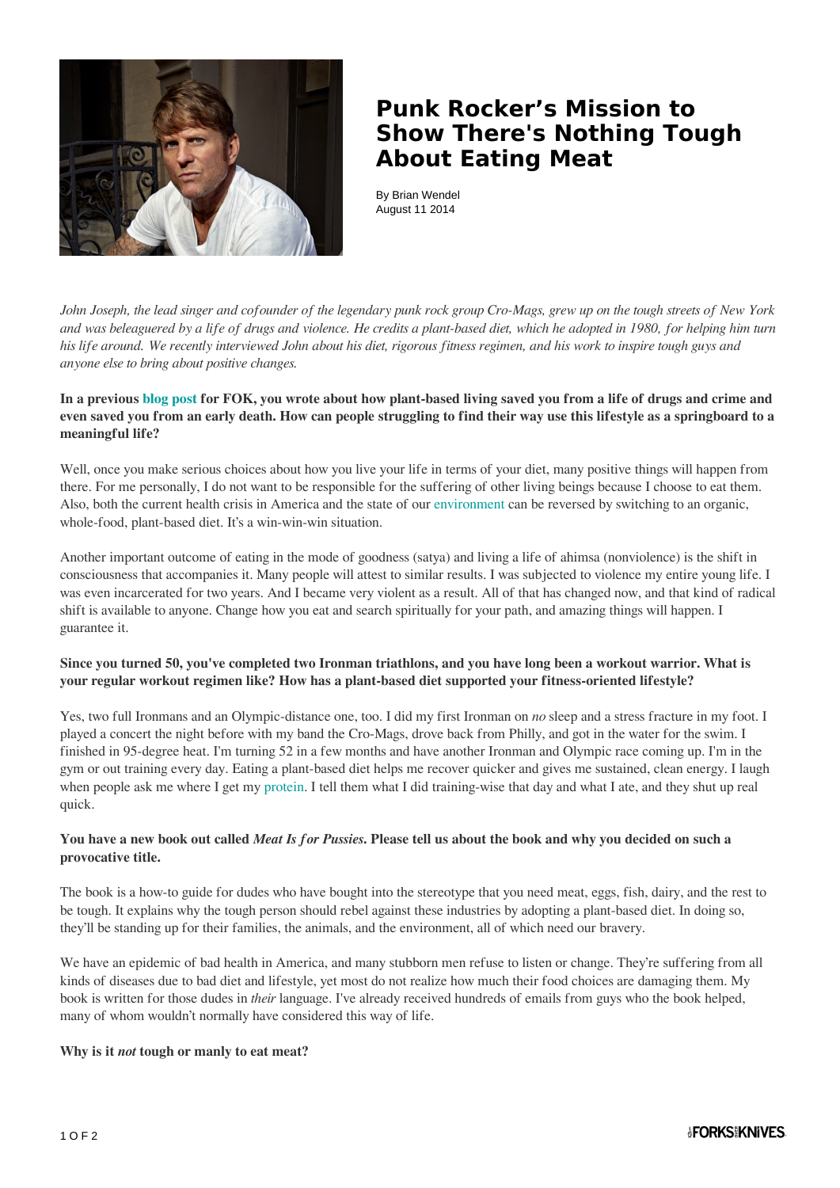# Punk Rocker's Mission to Show There's Nothing Tough About Eating Meat

By Brian Wendel
August 11 2014

*John Joseph, the lead singer and cofounder of the legendary punk rock group Cro-Mags, grew up on the tough streets of New York and was beleaguered by a life of drugs and violence. He credits a plant-based diet, which he adopted in 1980, for helping him turn his life around. We recently interviewed John about his diet, rigorous fitness regimen, and his work to inspire tough guys and anyone else to bring about positive changes.*

**In a previous blog post for FOK, you wrote about how plant-based living saved you from a life of drugs and crime and even saved you from an early death. How can people struggling to find their way use this lifestyle as a springboard to a meaningful life?**

Well, once you make serious choices about how you live your life in terms of your diet, many positive things will happen from there. For me personally, I do not want to be responsible for the suffering of other living beings because I choose to eat them. Also, both the current health crisis in America and the state of our environment can be reversed by switching to an organic, whole-food, plant-based diet. It's a win-win-win situation.

Another important outcome of eating in the mode of goodness (satya) and living a life of ahimsa (nonviolence) is the shift in consciousness that accompanies it. Many people will attest to similar results. I was subjected to violence my entire young life. I was even incarcerated for two years. And I became very violent as a result. All of that has changed now, and that kind of radical shift is available to anyone. Change how you eat and search spiritually for your path, and amazing things will happen. I guarantee it.

**Since you turned 50, you've completed two Ironman triathlons, and you have long been a workout warrior. What is your regular workout regimen like? How has a plant-based diet supported your fitness-oriented lifestyle?**

Yes, two full Ironmans and an Olympic-distance one, too. I did my first Ironman on *no* sleep and a stress fracture in my foot. I played a concert the night before with my band the Cro-Mags, drove back from Philly, and got in the water for the swim. I finished in 95-degree heat. I'm turning 52 in a few months and have another Ironman and Olympic race coming up. I'm in the gym or out training every day. Eating a plant-based diet helps me recover quicker and gives me sustained, clean energy. I laugh when people ask me where I get my protein. I tell them what I did training-wise that day and what I ate, and they shut up real quick.

**You have a new book out called *Meat Is for Pussies*. Please tell us about the book and why you decided on such a provocative title.**

The book is a how-to guide for dudes who have bought into the stereotype that you need meat, eggs, fish, dairy, and the rest to be tough. It explains why the tough person should rebel against these industries by adopting a plant-based diet. In doing so, they'll be standing up for their families, the animals, and the environment, all of which need our bravery.

We have an epidemic of bad health in America, and many stubborn men refuse to listen or change. They're suffering from all kinds of diseases due to bad diet and lifestyle, yet most do not realize how much their food choices are damaging them. My book is written for those dudes in *their* language. I've already received hundreds of emails from guys who the book helped, many of whom wouldn't normally have considered this way of life.

**Why is it *not* tough or manly to eat meat?**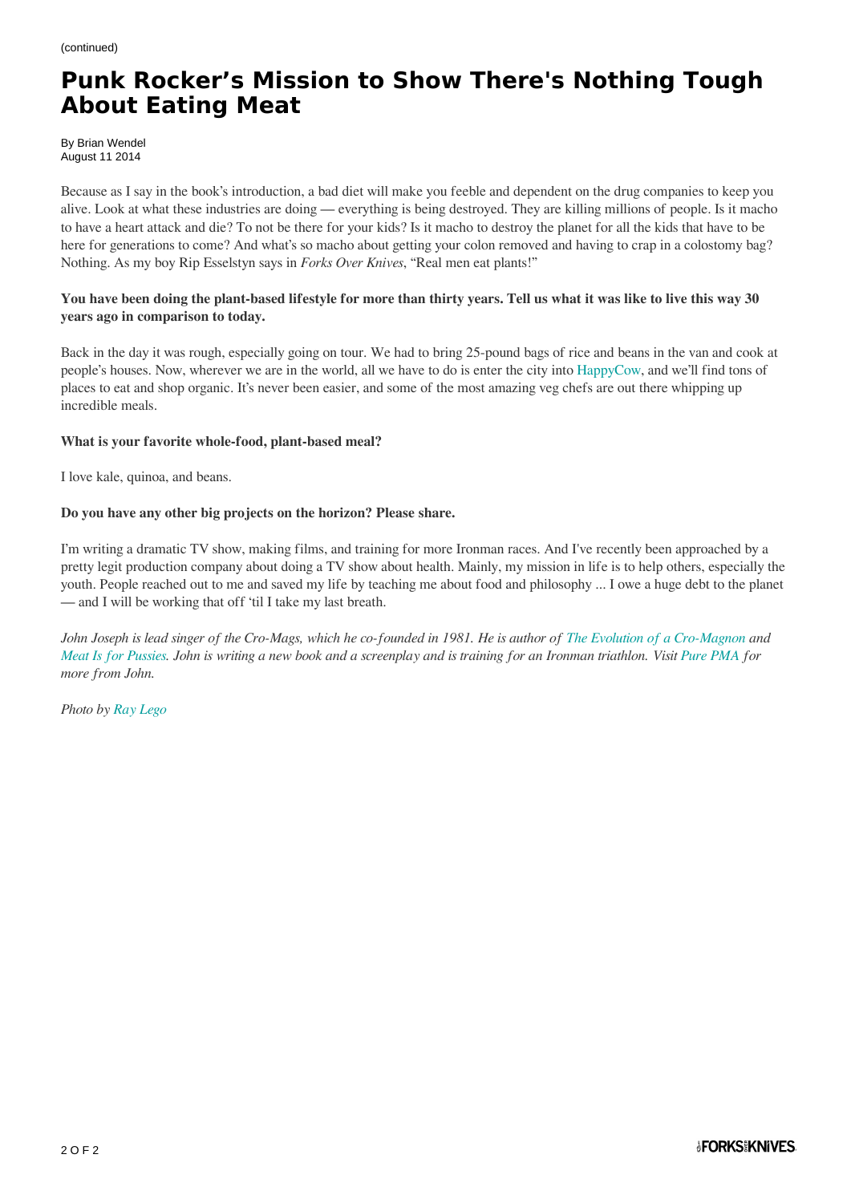(continued)

# Punk Rocker’s Mission to Show There's Nothing Tough About Eating Meat

By Brian Wendel
August 11 2014

Because as I say in the book’s introduction, a bad diet will make you feeble and dependent on the drug companies to keep you alive. Look at what these industries are doing — everything is being destroyed. They are killing millions of people. Is it macho to have a heart attack and die? To not be there for your kids? Is it macho to destroy the planet for all the kids that have to be here for generations to come? And what’s so macho about getting your colon removed and having to crap in a colostomy bag? Nothing. As my boy Rip Esselstyn says in *Forks Over Knives*, “Real men eat plants!”

**You have been doing the plant-based lifestyle for more than thirty years. Tell us what it was like to live this way 30 years ago in comparison to today.**

Back in the day it was rough, especially going on tour. We had to bring 25-pound bags of rice and beans in the van and cook at people’s houses. Now, wherever we are in the world, all we have to do is enter the city into HappyCow, and we’ll find tons of places to eat and shop organic. It’s never been easier, and some of the most amazing veg chefs are out there whipping up incredible meals.

**What is your favorite whole-food, plant-based meal?**

I love kale, quinoa, and beans.

**Do you have any other big projects on the horizon? Please share.**

I’m writing a dramatic TV show, making films, and training for more Ironman races. And I've recently been approached by a pretty legit production company about doing a TV show about health. Mainly, my mission in life is to help others, especially the youth. People reached out to me and saved my life by teaching me about food and philosophy ... I owe a huge debt to the planet — and I will be working that off ‘til I take my last breath.

*John Joseph is lead singer of the Cro-Mags, which he co-founded in 1981. He is author of The Evolution of a Cro-Magnon and Meat Is for Pussies. John is writing a new book and a screenplay and is training for an Ironman triathlon. Visit Pure PMA for more from John.*

*Photo by Ray Lego*